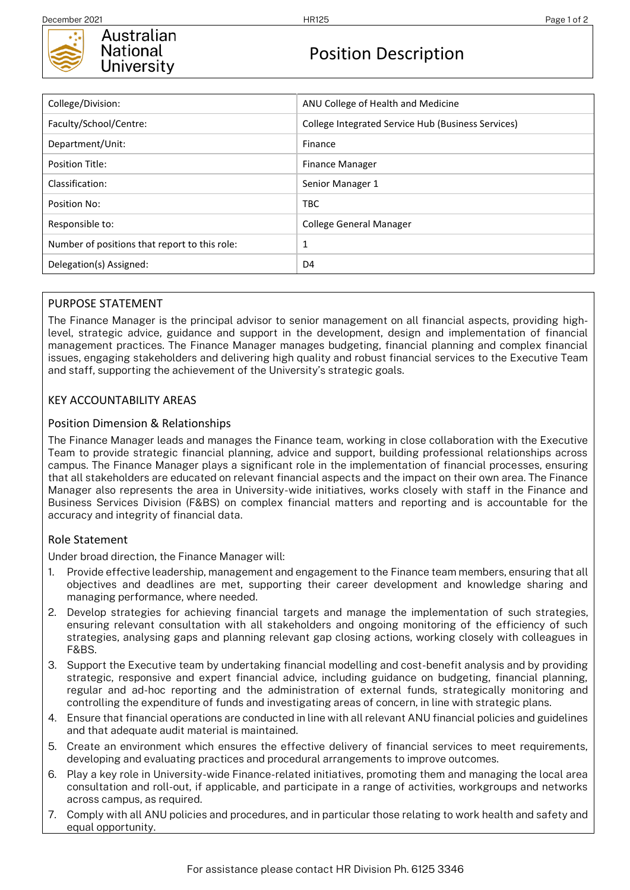Australian National University

# Position Description

| College/Division: | ANU College of Health and Medicine |
|---|---|
| Faculty/School/Centre: | College Integrated Service Hub (Business Services) |
| Department/Unit: | Finance |
| Position Title: | Finance Manager |
| Classification: | Senior Manager 1 |
| Position No: | TBC |
| Responsible to: | College General Manager |
| Number of positions that report to this role: | 1 |
| Delegation(s) Assigned: | D4 |

## PURPOSE STATEMENT

The Finance Manager is the principal advisor to senior management on all financial aspects, providing high-level, strategic advice, guidance and support in the development, design and implementation of financial management practices. The Finance Manager manages budgeting, financial planning and complex financial issues, engaging stakeholders and delivering high quality and robust financial services to the Executive Team and staff, supporting the achievement of the University's strategic goals.

## KEY ACCOUNTABILITY AREAS

### Position Dimension & Relationships

The Finance Manager leads and manages the Finance team, working in close collaboration with the Executive Team to provide strategic financial planning, advice and support, building professional relationships across campus. The Finance Manager plays a significant role in the implementation of financial processes, ensuring that all stakeholders are educated on relevant financial aspects and the impact on their own area. The Finance Manager also represents the area in University-wide initiatives, works closely with staff in the Finance and Business Services Division (F&BS) on complex financial matters and reporting and is accountable for the accuracy and integrity of financial data.

### Role Statement

Under broad direction, the Finance Manager will:

1. Provide effective leadership, management and engagement to the Finance team members, ensuring that all objectives and deadlines are met, supporting their career development and knowledge sharing and managing performance, where needed.
2. Develop strategies for achieving financial targets and manage the implementation of such strategies, ensuring relevant consultation with all stakeholders and ongoing monitoring of the efficiency of such strategies, analysing gaps and planning relevant gap closing actions, working closely with colleagues in F&BS.
3. Support the Executive team by undertaking financial modelling and cost-benefit analysis and by providing strategic, responsive and expert financial advice, including guidance on budgeting, financial planning, regular and ad-hoc reporting and the administration of external funds, strategically monitoring and controlling the expenditure of funds and investigating areas of concern, in line with strategic plans.
4. Ensure that financial operations are conducted in line with all relevant ANU financial policies and guidelines and that adequate audit material is maintained.
5. Create an environment which ensures the effective delivery of financial services to meet requirements, developing and evaluating practices and procedural arrangements to improve outcomes.
6. Play a key role in University-wide Finance-related initiatives, promoting them and managing the local area consultation and roll-out, if applicable, and participate in a range of activities, workgroups and networks across campus, as required.
7. Comply with all ANU policies and procedures, and in particular those relating to work health and safety and equal opportunity.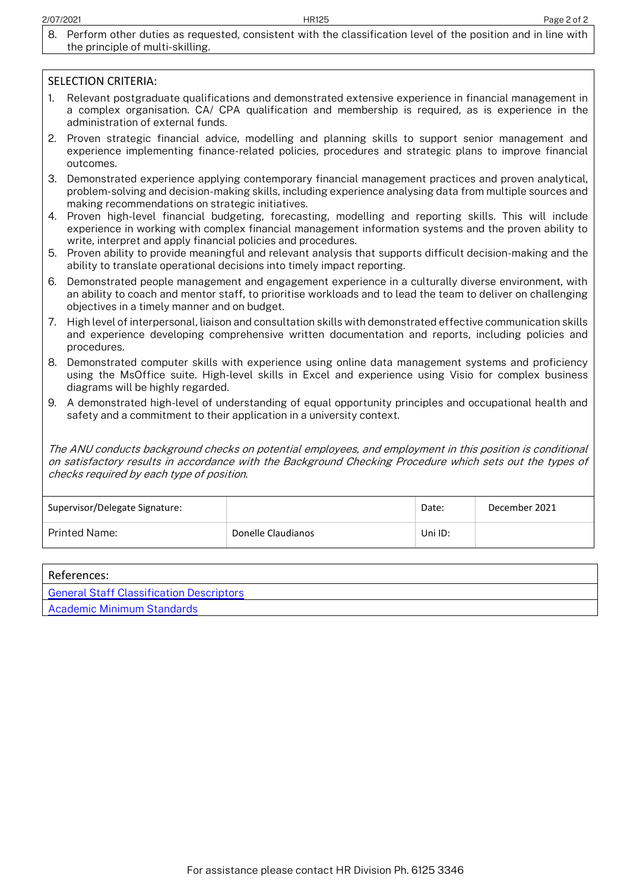8. Perform other duties as requested, consistent with the classification level of the position and in line with the principle of multi-skilling.

## SELECTION CRITERIA:

1. Relevant postgraduate qualifications and demonstrated extensive experience in financial management in a complex organisation. CA/ CPA qualification and membership is required, as is experience in the administration of external funds.
2. Proven strategic financial advice, modelling and planning skills to support senior management and experience implementing finance-related policies, procedures and strategic plans to improve financial outcomes.
3. Demonstrated experience applying contemporary financial management practices and proven analytical, problem-solving and decision-making skills, including experience analysing data from multiple sources and making recommendations on strategic initiatives.
4. Proven high-level financial budgeting, forecasting, modelling and reporting skills. This will include experience in working with complex financial management information systems and the proven ability to write, interpret and apply financial policies and procedures.
5. Proven ability to provide meaningful and relevant analysis that supports difficult decision-making and the ability to translate operational decisions into timely impact reporting.
6. Demonstrated people management and engagement experience in a culturally diverse environment, with an ability to coach and mentor staff, to prioritise workloads and to lead the team to deliver on challenging objectives in a timely manner and on budget.
7. High level of interpersonal, liaison and consultation skills with demonstrated effective communication skills and experience developing comprehensive written documentation and reports, including policies and procedures.
8. Demonstrated computer skills with experience using online data management systems and proficiency using the MsOffice suite. High-level skills in Excel and experience using Visio for complex business diagrams will be highly regarded.
9. A demonstrated high-level of understanding of equal opportunity principles and occupational health and safety and a commitment to their application in a university context.

*The ANU conducts background checks on potential employees, and employment in this position is conditional on satisfactory results in accordance with the Background Checking Procedure which sets out the types of checks required by each type of position.*

| | | | |
|---|---|---|---|
| Supervisor/Delegate Signature: | | Date: | December 2021 |
| Printed Name: | Donelle Claudianos | Uni ID: | |

| References: |
|---|
| General Staff Classification Descriptors |
| Academic Minimum Standards |

For assistance please contact HR Division Ph. 6125 3346